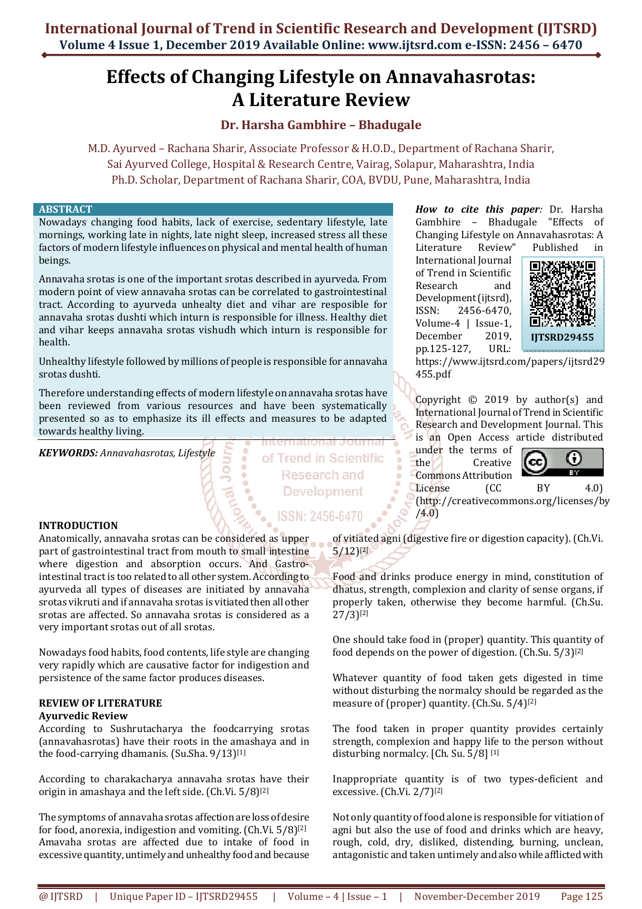# Effects of Changing Lifestyle on Annavahasrotas: A Literature Review

**Dr. Harsha Gambhire – Bhadugale**

M.D. Ayurved – Rachana Sharir, Associate Professor & H.O.D., Department of Rachana Sharir,
Sai Ayurved College, Hospital & Research Centre, Vairag, Solapur, Maharashtra, India
Ph.D. Scholar, Department of Rachana Sharir, COA, BVDU, Pune, Maharashtra, India

## ABSTRACT

Nowadays changing food habits, lack of exercise, sedentary lifestyle, late mornings, working late in nights, late night sleep, increased stress all these factors of modern lifestyle influences on physical and mental health of human beings.

Annavaha srotas is one of the important srotas described in ayurveda. From modern point of view annavaha srotas can be correlated to gastrointestinal tract. According to ayurveda unhealty diet and vihar are resposible for annavaha srotas dushti which inturn is responsible for illness. Healthy diet and vihar keeps annavaha srotas vishudh which inturn is responsible for health.

Unhealthy lifestyle followed by millions of people is responsible for annavaha srotas dushti.

Therefore understanding effects of modern lifestyle on annavaha srotas have been reviewed from various resources and have been systematically presented so as to emphasize its ill effects and measures to be adapted towards healthy living.

***KEYWORDS:*** *Annavahasrotas, Lifestyle*

***How to cite this paper:*** Dr. Harsha Gambhire – Bhadugale "Effects of Changing Lifestyle on Annavahasrotas: A Literature Review" Published in International Journal of Trend in Scientific Research and Development (ijtsrd), ISSN: 2456-6470, Volume-4 | Issue-1, December 2019, pp.125-127, URL: https://www.ijtsrd.com/papers/ijtsrd29455.pdf

IJTSRD29455

Copyright © 2019 by author(s) and International Journal of Trend in Scientific Research and Development Journal. This is an Open Access article distributed under the terms of the Creative Commons Attribution License (CC BY 4.0) (http://creativecommons.org/licenses/by/4.0)

## INTRODUCTION

Anatomically, annavaha srotas can be considered as upper part of gastrointestinal tract from mouth to small intestine where digestion and absorption occurs. And Gastro-intestinal tract is too related to all other system. According to ayurveda all types of diseases are initiated by annavaha srotas vikruti and if annavaha srotas is vitiated then all other srotas are affected. So annavaha srotas is considered as a very important srotas out of all srotas.

Nowadays food habits, food contents, life style are changing very rapidly which are causative factor for indigestion and persistence of the same factor produces diseases.

## REVIEW OF LITERATURE

### Ayurvedic Review

According to Sushrutacharya the foodcarrying srotas (annavahasrotas) have their roots in the amashaya and in the food-carrying dhamanis. (Su.Sha. 9/13)[1]

According to charakacharya annavaha srotas have their origin in amashaya and the left side. (Ch.Vi. 5/8)[2]

The symptoms of annavaha srotas affection are loss of desire for food, anorexia, indigestion and vomiting. (Ch.Vi. 5/8)[2] Amavaha srotas are affected due to intake of food in excessive quantity, untimely and unhealthy food and because of vitiated agni (digestive fire or digestion capacity). (Ch.Vi. 5/12)[2]

Food and drinks produce energy in mind, constitution of dhatus, strength, complexion and clarity of sense organs, if properly taken, otherwise they become harmful. (Ch.Su. 27/3)[2]

One should take food in (proper) quantity. This quantity of food depends on the power of digestion. (Ch.Su. 5/3)[2]

Whatever quantity of food taken gets digested in time without disturbing the normalcy should be regarded as the measure of (proper) quantity. (Ch.Su. 5/4)[2]

The food taken in proper quantity provides certainly strength, complexion and happy life to the person without disturbing normalcy. [Ch. Su. 5/8] [1]

Inappropriate quantity is of two types-deficient and excessive. (Ch.Vi. 2/7)[2]

Not only quantity of food alone is responsible for vitiation of agni but also the use of food and drinks which are heavy, rough, cold, dry, disliked, distending, burning, unclean, antagonistic and taken untimely and also while afflicted with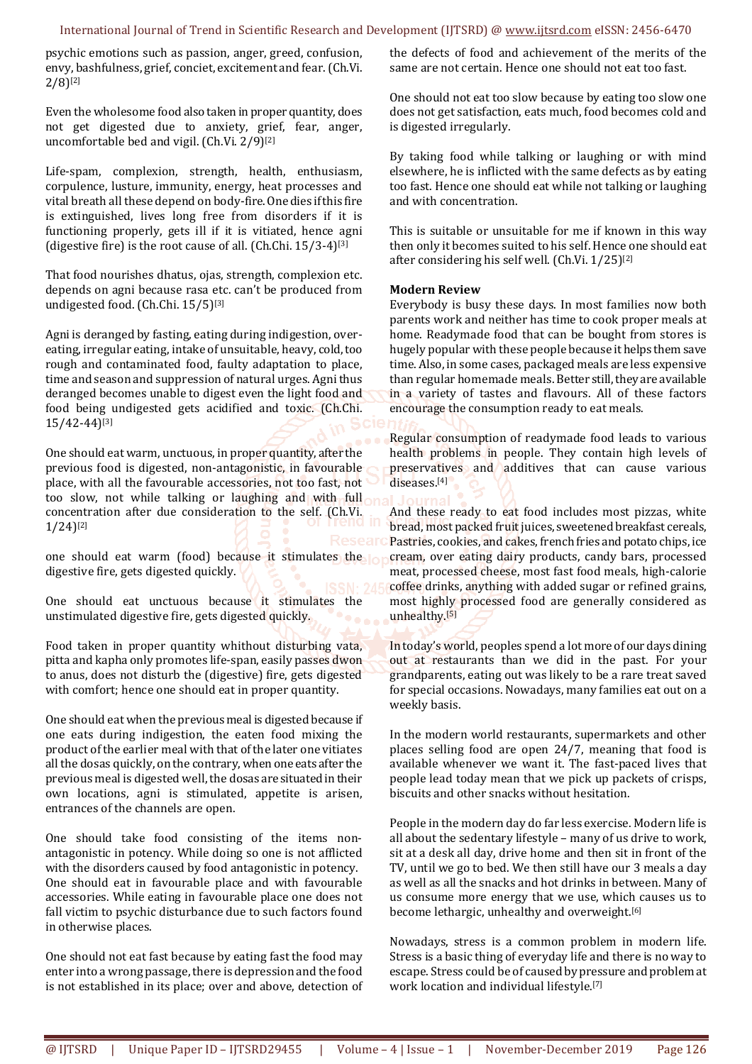psychic emotions such as passion, anger, greed, confusion, envy, bashfulness, grief, conciet, excitement and fear. (Ch.Vi. 2/8)[2]

Even the wholesome food also taken in proper quantity, does not get digested due to anxiety, grief, fear, anger, uncomfortable bed and vigil. (Ch.Vi. 2/9)[2]

Life-spam, complexion, strength, health, enthusiasm, corpulence, lusture, immunity, energy, heat processes and vital breath all these depend on body-fire. One dies if this fire is extinguished, lives long free from disorders if it is functioning properly, gets ill if it is vitiated, hence agni (digestive fire) is the root cause of all. (Ch.Chi. 15/3-4)[3]

That food nourishes dhatus, ojas, strength, complexion etc. depends on agni because rasa etc. can't be produced from undigested food. (Ch.Chi. 15/5)[3]

Agni is deranged by fasting, eating during indigestion, over-eating, irregular eating, intake of unsuitable, heavy, cold, too rough and contaminated food, faulty adaptation to place, time and season and suppression of natural urges. Agni thus deranged becomes unable to digest even the light food and food being undigested gets acidified and toxic. (Ch.Chi. 15/42-44)[3]

One should eat warm, unctuous, in proper quantity, after the previous food is digested, non-antagonistic, in favourable place, with all the favourable accessories, not too fast, not too slow, not while talking or laughing and with full concentration after due consideration to the self. (Ch.Vi. 1/24)[2]

one should eat warm (food) because it stimulates the digestive fire, gets digested quickly.

One should eat unctuous because it stimulates the unstimulated digestive fire, gets digested quickly.

Food taken in proper quantity whithout disturbing vata, pitta and kapha only promotes life-span, easily passes dwon to anus, does not disturb the (digestive) fire, gets digested with comfort; hence one should eat in proper quantity.

One should eat when the previous meal is digested because if one eats during indigestion, the eaten food mixing the product of the earlier meal with that of the later one vitiates all the dosas quickly, on the contrary, when one eats after the previous meal is digested well, the dosas are situated in their own locations, agni is stimulated, appetite is arisen, entrances of the channels are open.

One should take food consisting of the items non-antagonistic in potency. While doing so one is not afflicted with the disorders caused by food antagonistic in potency. One should eat in favourable place and with favourable accessories. While eating in favourable place one does not fall victim to psychic disturbance due to such factors found in otherwise places.

One should not eat fast because by eating fast the food may enter into a wrong passage, there is depression and the food is not established in its place; over and above, detection of the defects of food and achievement of the merits of the same are not certain. Hence one should not eat too fast.

One should not eat too slow because by eating too slow one does not get satisfaction, eats much, food becomes cold and is digested irregularly.

By taking food while talking or laughing or with mind elsewhere, he is inflicted with the same defects as by eating too fast. Hence one should eat while not talking or laughing and with concentration.

This is suitable or unsuitable for me if known in this way then only it becomes suited to his self. Hence one should eat after considering his self well. (Ch.Vi. 1/25)[2]

**Modern Review**

Everybody is busy these days. In most families now both parents work and neither has time to cook proper meals at home. Readymade food that can be bought from stores is hugely popular with these people because it helps them save time. Also, in some cases, packaged meals are less expensive than regular homemade meals. Better still, they are available in a variety of tastes and flavours. All of these factors encourage the consumption ready to eat meals.

Regular consumption of readymade food leads to various health problems in people. They contain high levels of preservatives and additives that can cause various diseases.[4]

And these ready to eat food includes most pizzas, white bread, most packed fruit juices, sweetened breakfast cereals, Pastries, cookies, and cakes, french fries and potato chips, ice cream, over eating dairy products, candy bars, processed meat, processed cheese, most fast food meals, high-calorie coffee drinks, anything with added sugar or refined grains, most highly processed food are generally considered as unhealthy.[5]

In today's world, peoples spend a lot more of our days dining out at restaurants than we did in the past. For your grandparents, eating out was likely to be a rare treat saved for special occasions. Nowadays, many families eat out on a weekly basis.

In the modern world restaurants, supermarkets and other places selling food are open 24/7, meaning that food is available whenever we want it. The fast-paced lives that people lead today mean that we pick up packets of crisps, biscuits and other snacks without hesitation.

People in the modern day do far less exercise. Modern life is all about the sedentary lifestyle – many of us drive to work, sit at a desk all day, drive home and then sit in front of the TV, until we go to bed. We then still have our 3 meals a day as well as all the snacks and hot drinks in between. Many of us consume more energy that we use, which causes us to become lethargic, unhealthy and overweight.[6]

Nowadays, stress is a common problem in modern life. Stress is a basic thing of everyday life and there is no way to escape. Stress could be of caused by pressure and problem at work location and individual lifestyle.[7]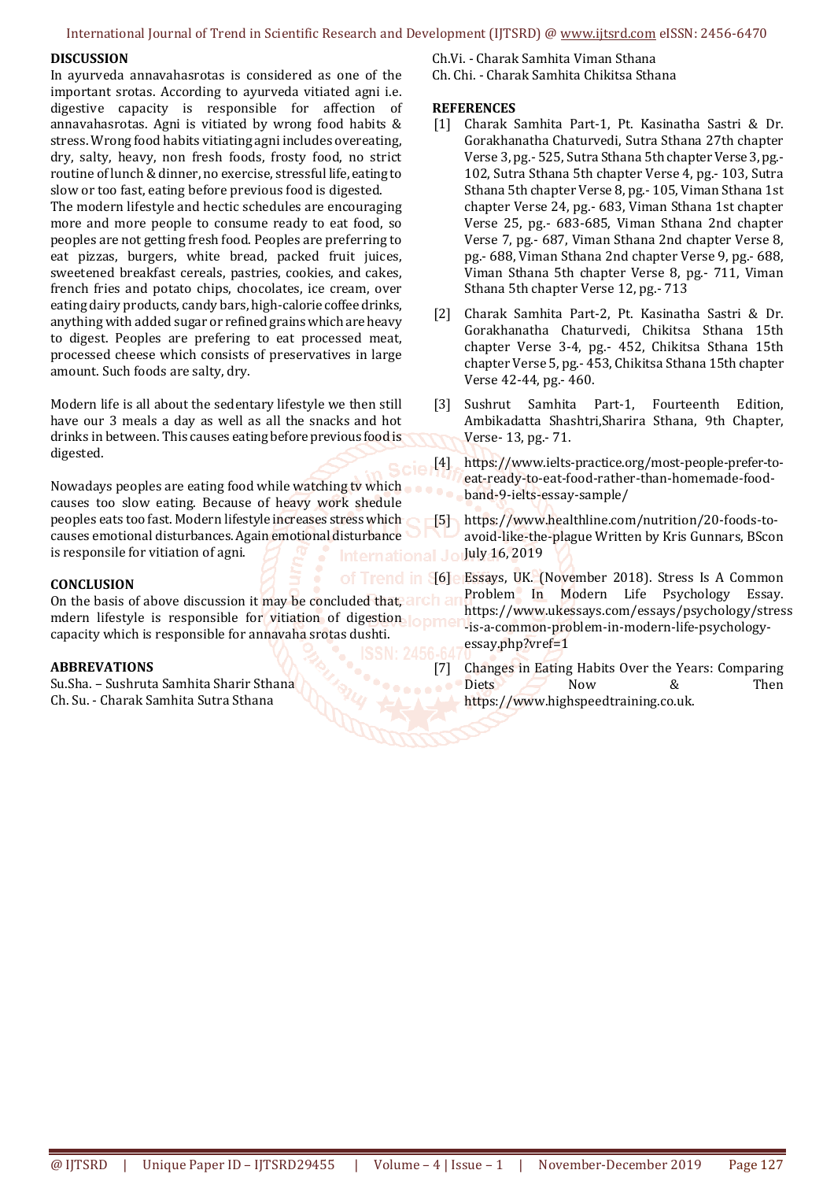## DISCUSSION

In ayurveda annavahasrotas is considered as one of the important srotas. According to ayurveda vitiated agni i.e. digestive capacity is responsible for affection of annavahasrotas. Agni is vitiated by wrong food habits & stress. Wrong food habits vitiating agni includes overeating, dry, salty, heavy, non fresh foods, frosty food, no strict routine of lunch & dinner, no exercise, stressful life, eating to slow or too fast, eating before previous food is digested.

The modern lifestyle and hectic schedules are encouraging more and more people to consume ready to eat food, so peoples are not getting fresh food. Peoples are preferring to eat pizzas, burgers, white bread, packed fruit juices, sweetened breakfast cereals, pastries, cookies, and cakes, french fries and potato chips, chocolates, ice cream, over eating dairy products, candy bars, high-calorie coffee drinks, anything with added sugar or refined grains which are heavy to digest. Peoples are prefering to eat processed meat, processed cheese which consists of preservatives in large amount. Such foods are salty, dry.

Modern life is all about the sedentary lifestyle we then still have our 3 meals a day as well as all the snacks and hot drinks in between. This causes eating before previous food is digested.

Nowadays peoples are eating food while watching tv which causes too slow eating. Because of heavy work shedule peoples eats too fast. Modern lifestyle increases stress which causes emotional disturbances. Again emotional disturbance is responsile for vitiation of agni.

## CONCLUSION

On the basis of above discussion it may be concluded that, mdern lifestyle is responsible for vitiation of digestion capacity which is responsible for annavaha srotas dushti.

## ABBREVATIONS

Su.Sha. – Sushruta Samhita Sharir Sthana
Ch. Su. - Charak Samhita Sutra Sthana
Ch.Vi. - Charak Samhita Viman Sthana
Ch. Chi. - Charak Samhita Chikitsa Sthana

## REFERENCES

[1] Charak Samhita Part-1, Pt. Kasinatha Sastri & Dr. Gorakhanatha Chaturvedi, Sutra Sthana 27th chapter Verse 3, pg.- 525, Sutra Sthana 5th chapter Verse 3, pg.- 102, Sutra Sthana 5th chapter Verse 4, pg.- 103, Sutra Sthana 5th chapter Verse 8, pg.- 105, Viman Sthana 1st chapter Verse 24, pg.- 683, Viman Sthana 1st chapter Verse 25, pg.- 683-685, Viman Sthana 2nd chapter Verse 7, pg.- 687, Viman Sthana 2nd chapter Verse 8, pg.- 688, Viman Sthana 2nd chapter Verse 9, pg.- 688, Viman Sthana 5th chapter Verse 8, pg.- 711, Viman Sthana 5th chapter Verse 12, pg.- 713

[2] Charak Samhita Part-2, Pt. Kasinatha Sastri & Dr. Gorakhanatha Chaturvedi, Chikitsa Sthana 15th chapter Verse 3-4, pg.- 452, Chikitsa Sthana 15th chapter Verse 5, pg.- 453, Chikitsa Sthana 15th chapter Verse 42-44, pg.- 460.

[3] Sushrut Samhita Part-1, Fourteenth Edition, Ambikadatta Shashtri,Sharira Sthana, 9th Chapter, Verse- 13, pg.- 71.

[4] https://www.ielts-practice.org/most-people-prefer-to-eat-ready-to-eat-food-rather-than-homemade-food-band-9-ielts-essay-sample/

[5] https://www.healthline.com/nutrition/20-foods-to-avoid-like-the-plague Written by Kris Gunnars, BScon July 16, 2019

[6] Essays, UK. (November 2018). Stress Is A Common Problem In Modern Life Psychology Essay. https://www.ukessays.com/essays/psychology/stress-is-a-common-problem-in-modern-life-psychology-essay.php?vref=1

[7] Changes in Eating Habits Over the Years: Comparing Diets Now & Then https://www.highspeedtraining.co.uk.